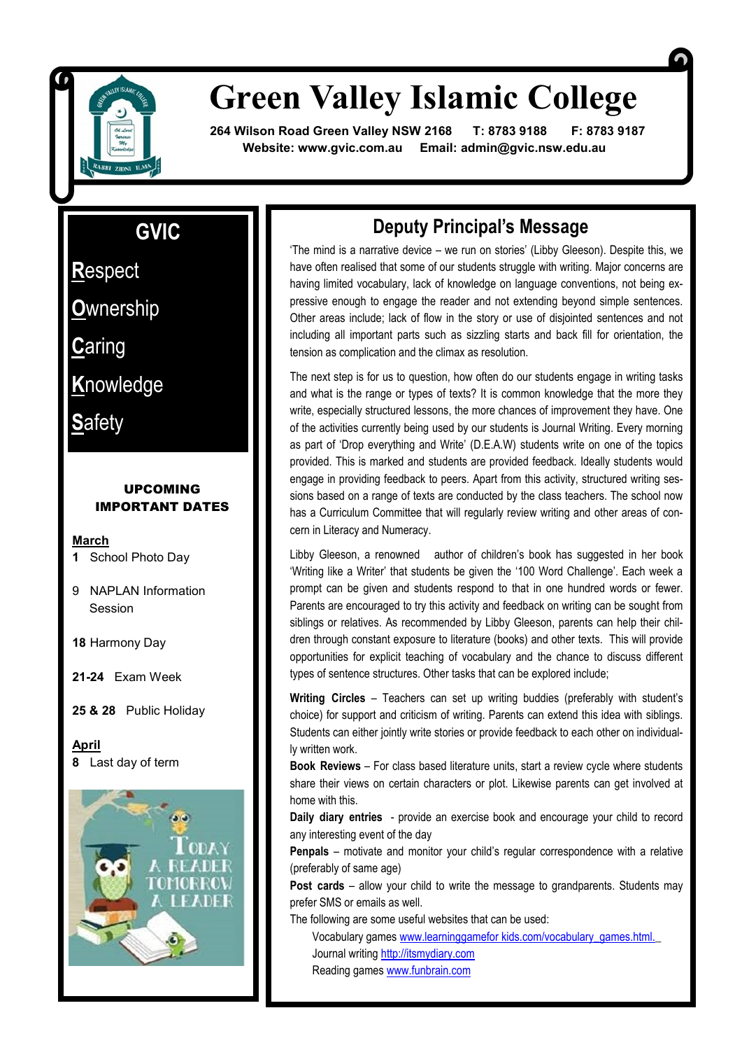# Green Valley Islamic College

**264 Wilson Road Green Valley NSW 2168 T: 8783 9188 F: 8783 9187**
**Website: www.gvic.com.au Email: admin@gvic.nsw.edu.au**

## GVIC

**R**espect

**O**wnership

**C**aring

**K**nowledge

**S**afety

### UPCOMING IMPORTANT DATES

**March**

**1** School Photo Day

9 NAPLAN Information Session

**18** Harmony Day

**21-24** Exam Week

**25 & 28** Public Holiday

**April**

**8** Last day of term

## Deputy Principal's Message

'The mind is a narrative device – we run on stories' (Libby Gleeson). Despite this, we have often realised that some of our students struggle with writing. Major concerns are having limited vocabulary, lack of knowledge on language conventions, not being expressive enough to engage the reader and not extending beyond simple sentences. Other areas include; lack of flow in the story or use of disjointed sentences and not including all important parts such as sizzling starts and back fill for orientation, the tension as complication and the climax as resolution.

The next step is for us to question, how often do our students engage in writing tasks and what is the range or types of texts? It is common knowledge that the more they write, especially structured lessons, the more chances of improvement they have. One of the activities currently being used by our students is Journal Writing. Every morning as part of 'Drop everything and Write' (D.E.A.W) students write on one of the topics provided. This is marked and students are provided feedback. Ideally students would engage in providing feedback to peers. Apart from this activity, structured writing sessions based on a range of texts are conducted by the class teachers. The school now has a Curriculum Committee that will regularly review writing and other areas of concern in Literacy and Numeracy.

Libby Gleeson, a renowned author of children's book has suggested in her book 'Writing like a Writer' that students be given the '100 Word Challenge'. Each week a prompt can be given and students respond to that in one hundred words or fewer. Parents are encouraged to try this activity and feedback on writing can be sought from siblings or relatives. As recommended by Libby Gleeson, parents can help their children through constant exposure to literature (books) and other texts. This will provide opportunities for explicit teaching of vocabulary and the chance to discuss different types of sentence structures. Other tasks that can be explored include;

**Writing Circles** – Teachers can set up writing buddies (preferably with student's choice) for support and criticism of writing. Parents can extend this idea with siblings. Students can either jointly write stories or provide feedback to each other on individually written work.

**Book Reviews** – For class based literature units, start a review cycle where students share their views on certain characters or plot. Likewise parents can get involved at home with this.

**Daily diary entries** - provide an exercise book and encourage your child to record any interesting event of the day

**Penpals** – motivate and monitor your child's regular correspondence with a relative (preferably of same age)

**Post cards** – allow your child to write the message to grandparents. Students may prefer SMS or emails as well.

The following are some useful websites that can be used:

Vocabulary games www.learninggamefor kids.com/vocabulary_games.html.
Journal writing http://itsmydiary.com
Reading games www.funbrain.com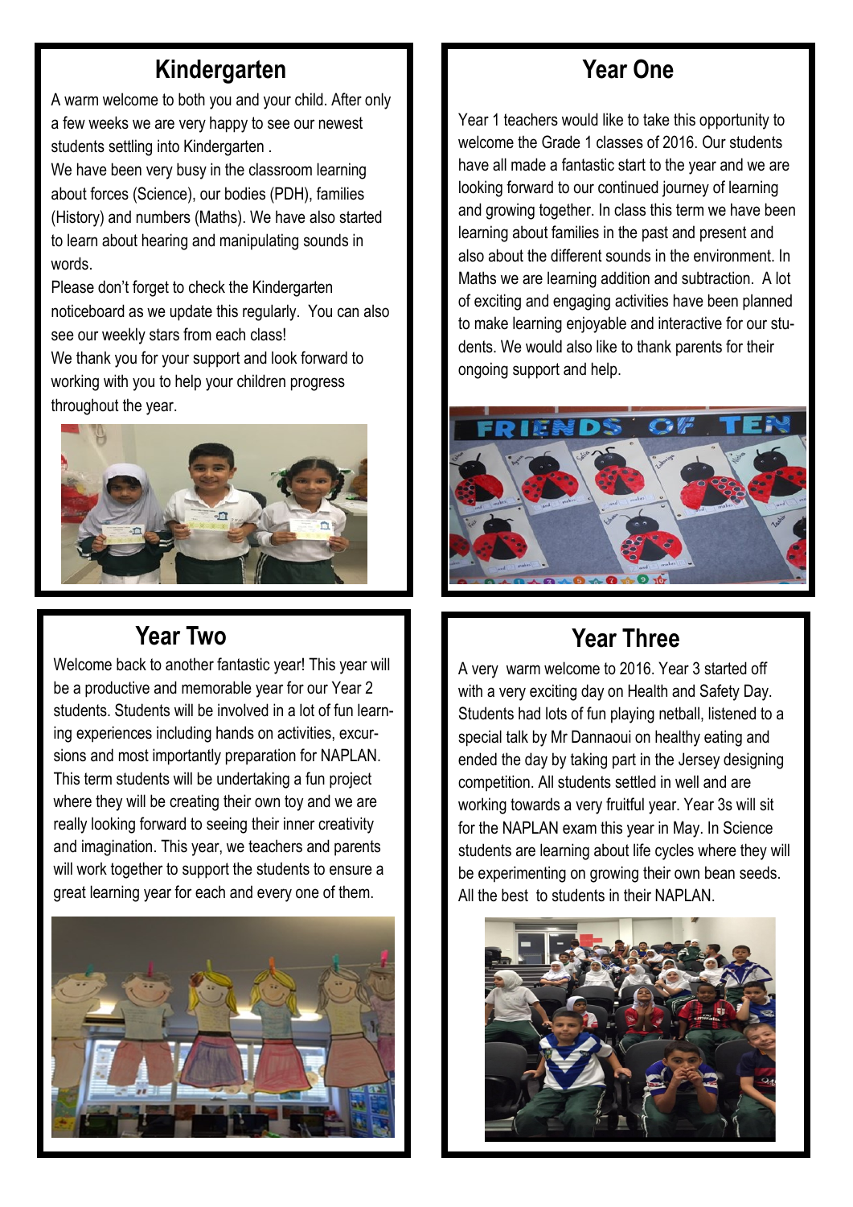## Kindergarten

A warm welcome to both you and your child. After only a few weeks we are very happy to see our newest students settling into Kindergarten .

We have been very busy in the classroom learning about forces (Science), our bodies (PDH), families (History) and numbers (Maths). We have also started to learn about hearing and manipulating sounds in words.

Please don't forget to check the Kindergarten noticeboard as we update this regularly. You can also see our weekly stars from each class!

We thank you for your support and look forward to working with you to help your children progress throughout the year.

## Year One

Year 1 teachers would like to take this opportunity to welcome the Grade 1 classes of 2016. Our students have all made a fantastic start to the year and we are looking forward to our continued journey of learning and growing together. In class this term we have been learning about families in the past and present and also about the different sounds in the environment. In Maths we are learning addition and subtraction. A lot of exciting and engaging activities have been planned to make learning enjoyable and interactive for our students. We would also like to thank parents for their ongoing support and help.

## Year Two

Welcome back to another fantastic year! This year will be a productive and memorable year for our Year 2 students. Students will be involved in a lot of fun learning experiences including hands on activities, excursions and most importantly preparation for NAPLAN. This term students will be undertaking a fun project where they will be creating their own toy and we are really looking forward to seeing their inner creativity and imagination. This year, we teachers and parents will work together to support the students to ensure a great learning year for each and every one of them.

## Year Three

A very warm welcome to 2016. Year 3 started off with a very exciting day on Health and Safety Day. Students had lots of fun playing netball, listened to a special talk by Mr Dannaoui on healthy eating and ended the day by taking part in the Jersey designing competition. All students settled in well and are working towards a very fruitful year. Year 3s will sit for the NAPLAN exam this year in May. In Science students are learning about life cycles where they will be experimenting on growing their own bean seeds. All the best to students in their NAPLAN.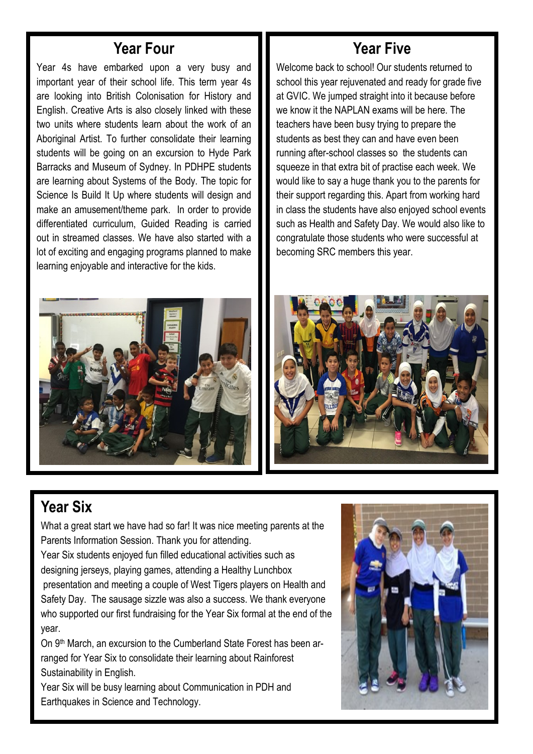## Year Four

Year 4s have embarked upon a very busy and important year of their school life. This term year 4s are looking into British Colonisation for History and English. Creative Arts is also closely linked with these two units where students learn about the work of an Aboriginal Artist. To further consolidate their learning students will be going on an excursion to Hyde Park Barracks and Museum of Sydney. In PDHPE students are learning about Systems of the Body. The topic for Science Is Build It Up where students will design and make an amusement/theme park. In order to provide differentiated curriculum, Guided Reading is carried out in streamed classes. We have also started with a lot of exciting and engaging programs planned to make learning enjoyable and interactive for the kids.

## Year Five

Welcome back to school! Our students returned to school this year rejuvenated and ready for grade five at GVIC. We jumped straight into it because before we know it the NAPLAN exams will be here. The teachers have been busy trying to prepare the students as best they can and have even been running after-school classes so the students can squeeze in that extra bit of practise each week. We would like to say a huge thank you to the parents for their support regarding this. Apart from working hard in class the students have also enjoyed school events such as Health and Safety Day. We would also like to congratulate those students who were successful at becoming SRC members this year.

## Year Six

What a great start we have had so far! It was nice meeting parents at the Parents Information Session. Thank you for attending.

Year Six students enjoyed fun filled educational activities such as designing jerseys, playing games, attending a Healthy Lunchbox presentation and meeting a couple of West Tigers players on Health and Safety Day. The sausage sizzle was also a success. We thank everyone who supported our first fundraising for the Year Six formal at the end of the year.

On 9th March, an excursion to the Cumberland State Forest has been arranged for Year Six to consolidate their learning about Rainforest Sustainability in English.

Year Six will be busy learning about Communication in PDH and Earthquakes in Science and Technology.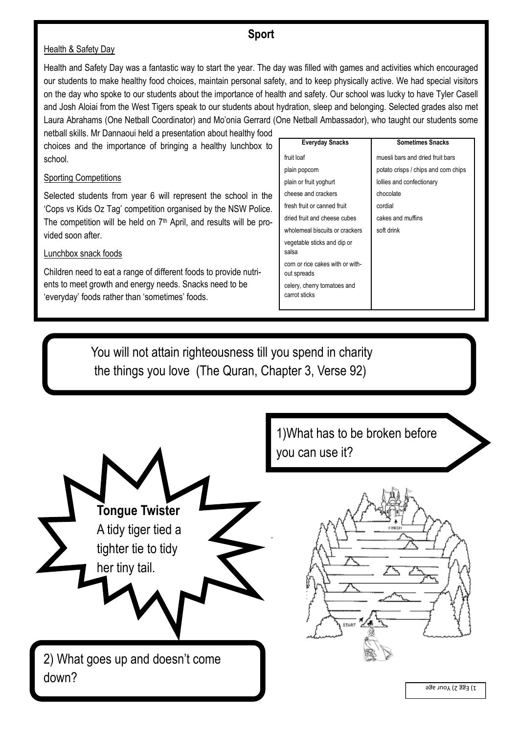## Sport

### Health & Safety Day

Health and Safety Day was a fantastic way to start the year. The day was filled with games and activities which encouraged our students to make healthy food choices, maintain personal safety, and to keep physically active. We had special visitors on the day who spoke to our students about the importance of health and safety. Our school was lucky to have Tyler Casell and Josh Aloiai from the West Tigers speak to our students about hydration, sleep and belonging. Selected grades also met Laura Abrahams (One Netball Coordinator) and Mo'onia Gerrard (One Netball Ambassador), who taught our students some netball skills. Mr Dannaoui held a presentation about healthy food choices and the importance of bringing a healthy lunchbox to school.

### Sporting Competitions

Selected students from year 6 will represent the school in the 'Cops vs Kids Oz Tag' competition organised by the NSW Police. The competition will be held on 7th April, and results will be provided soon after.

### Lunchbox snack foods

Children need to eat a range of different foods to provide nutrients to meet growth and energy needs. Snacks need to be 'everyday' foods rather than 'sometimes' foods.

| Everyday Snacks | Sometimes Snacks |
|---|---|
| fruit loaf | muesli bars and dried fruit bars |
| plain popcorn | potato crisps / chips and corn chips |
| plain or fruit yoghurt | lollies and confectionary |
| cheese and crackers | chocolate |
| fresh fruit or canned fruit | cordial |
| dried fruit and cheese cubes | cakes and muffins |
| wholemeal biscuits or crackers | soft drink |
| vegetable sticks and dip or salsa | |
| corn or rice cakes with or without spreads | |
| celery, cherry tomatoes and carrot sticks | |

You will not attain righteousness till you spend in charity the things you love (The Quran, Chapter 3, Verse 92)

1)What has to be broken before you can use it?

**Tongue Twister**
A tidy tiger tied a tighter tie to tidy her tiny tail.

FINISH

START

2) What goes up and doesn't come down?

1) Egg 2) Your age